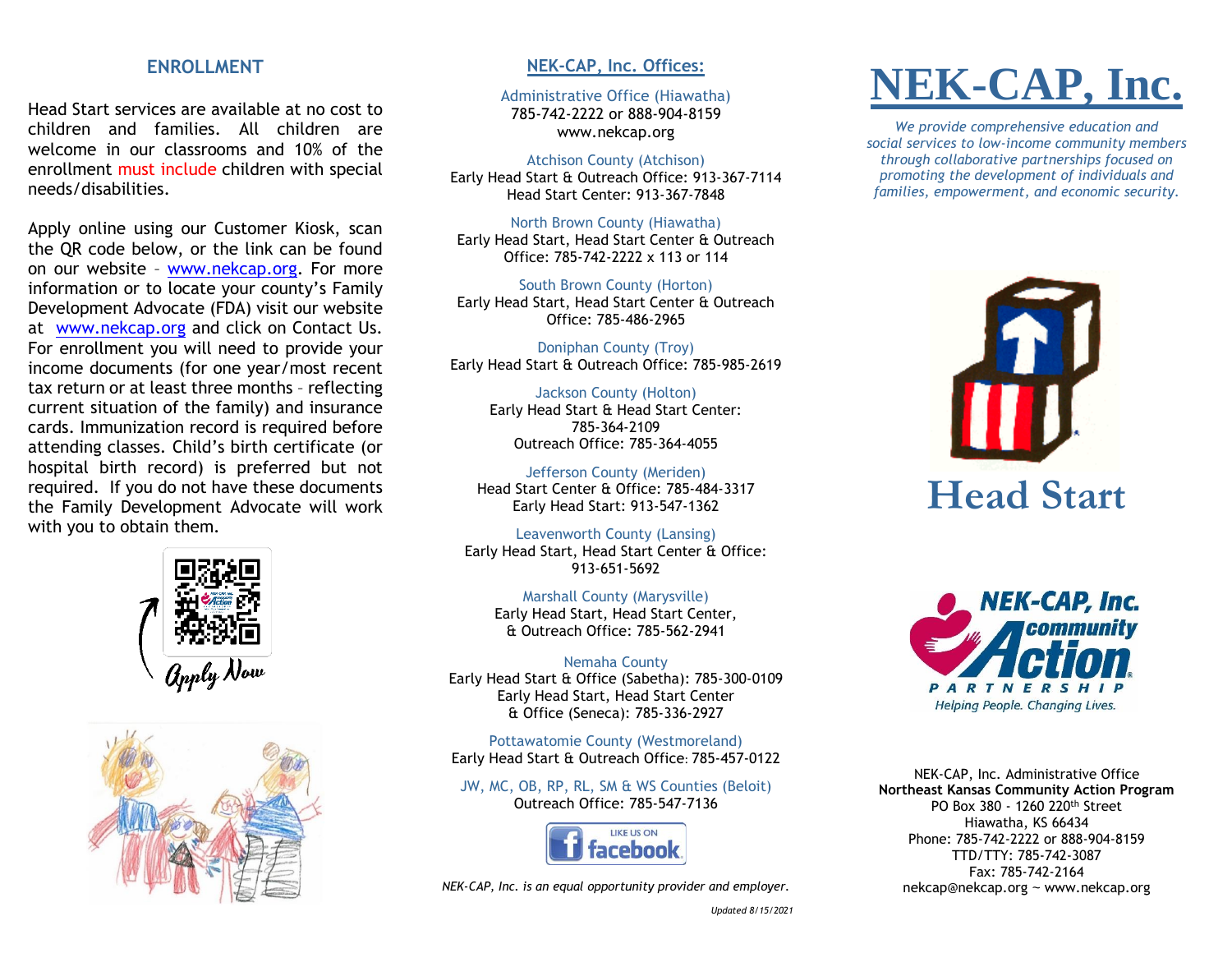## ENROLLMENT

Head Start services are available at no cost to children and families. All children are welcome in our classrooms and 10% of the enrollment must include children with special needs/disabilities.

Apply online using our Customer Kiosk, scan the QR code below, or the link can be found on our website – www.nekcap.org. For more information or to locate your county's Family Development Advocate (FDA) visit our website at www.nekcap.org and click on Contact Us. For enrollment you will need to provide your income documents (for one year/most recent tax return or at least three months – reflecting current situation of the family) and insurance cards. Immunization record is required before attending classes. Child's birth certificate (or hospital birth record) is preferred but not required. If you do not have these documents the Family Development Advocate will work with you to obtain them.

Apply Now

## NEK-CAP, Inc. Offices:

Administrative Office (Hiawatha)
785-742-2222 or 888-904-8159
www.nekcap.org

Atchison County (Atchison)
Early Head Start & Outreach Office: 913-367-7114
Head Start Center: 913-367-7848

North Brown County (Hiawatha)
Early Head Start, Head Start Center & Outreach Office: 785-742-2222 x 113 or 114

South Brown County (Horton)
Early Head Start, Head Start Center & Outreach Office: 785-486-2965

Doniphan County (Troy)
Early Head Start & Outreach Office: 785-985-2619

Jackson County (Holton)
Early Head Start & Head Start Center: 785-364-2109
Outreach Office: 785-364-4055

Jefferson County (Meriden)
Head Start Center & Office: 785-484-3317
Early Head Start: 913-547-1362

Leavenworth County (Lansing)
Early Head Start, Head Start Center & Office: 913-651-5692

Marshall County (Marysville)
Early Head Start, Head Start Center, & Outreach Office: 785-562-2941

Nemaha County
Early Head Start & Office (Sabetha): 785-300-0109
Early Head Start, Head Start Center & Office (Seneca): 785-336-2927

Pottawatomie County (Westmoreland)
Early Head Start & Outreach Office: 785-457-0122

JW, MC, OB, RP, RL, SM & WS Counties (Beloit)
Outreach Office: 785-547-7136

LIKE US ON facebook

*NEK-CAP, Inc. is an equal opportunity provider and employer.*

*Updated 8/15/2021*

# NEK-CAP, Inc.

*We provide comprehensive education and social services to low-income community members through collaborative partnerships focused on promoting the development of individuals and families, empowerment, and economic security.*

# Head Start

NEK-CAP, Inc. community Action PARTNERSHIP
Helping People. Changing Lives.

NEK-CAP, Inc. Administrative Office
**Northeast Kansas Community Action Program**
PO Box 380 - 1260 220th Street
Hiawatha, KS 66434
Phone: 785-742-2222 or 888-904-8159
TTD/TTY: 785-742-3087
Fax: 785-742-2164
nekcap@nekcap.org ~ www.nekcap.org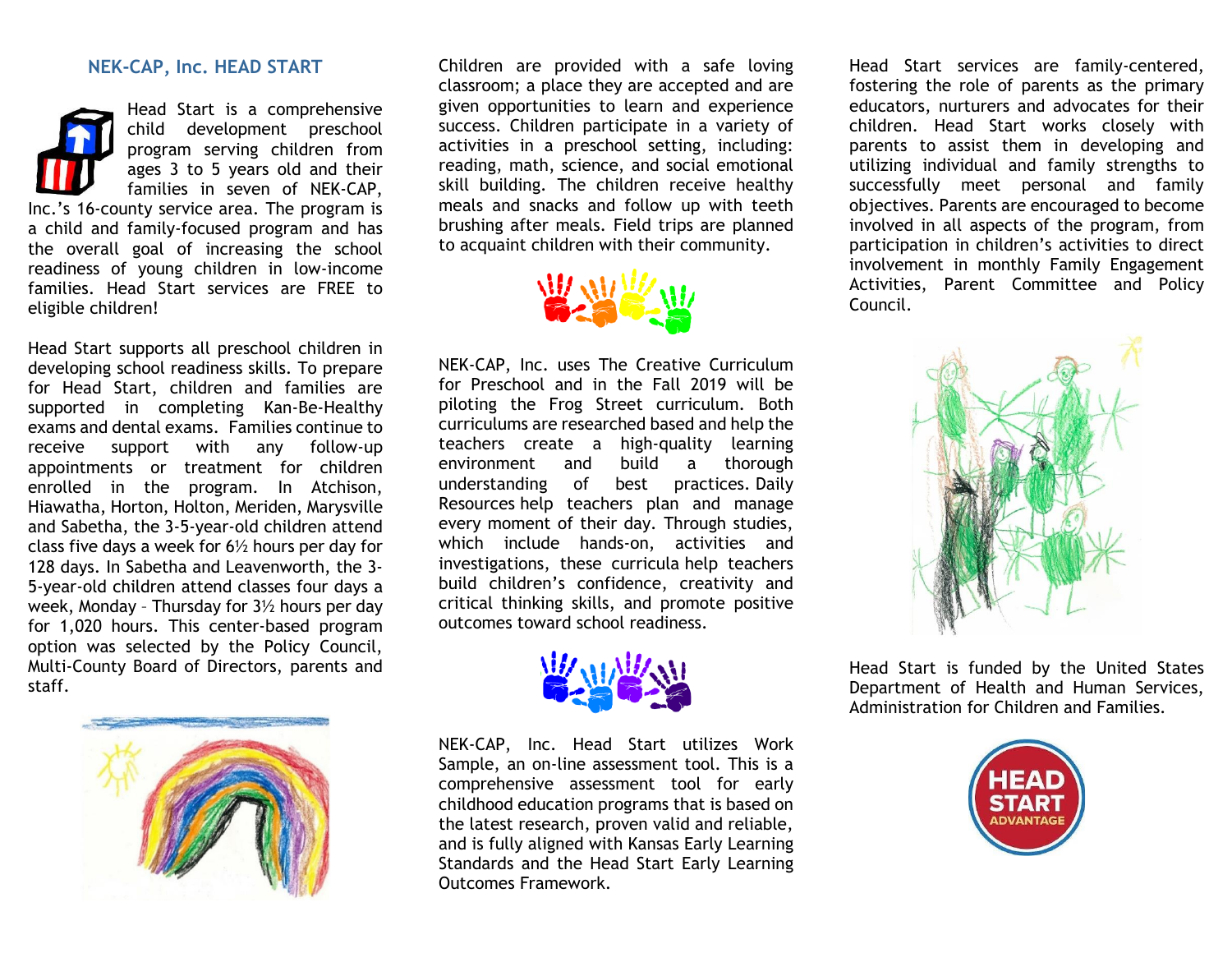## NEK-CAP, Inc. HEAD START

Head Start is a comprehensive child development preschool program serving children from ages 3 to 5 years old and their families in seven of NEK-CAP, Inc.'s 16-county service area. The program is a child and family-focused program and has the overall goal of increasing the school readiness of young children in low-income families. Head Start services are FREE to eligible children!

Head Start supports all preschool children in developing school readiness skills. To prepare for Head Start, children and families are supported in completing Kan-Be-Healthy exams and dental exams. Families continue to receive support with any follow-up appointments or treatment for children enrolled in the program. In Atchison, Hiawatha, Horton, Holton, Meriden, Marysville and Sabetha, the 3-5-year-old children attend class five days a week for 6½ hours per day for 128 days. In Sabetha and Leavenworth, the 3-5-year-old children attend classes four days a week, Monday – Thursday for 3½ hours per day for 1,020 hours. This center-based program option was selected by the Policy Council, Multi-County Board of Directors, parents and staff.

Children are provided with a safe loving classroom; a place they are accepted and are given opportunities to learn and experience success. Children participate in a variety of activities in a preschool setting, including: reading, math, science, and social emotional skill building. The children receive healthy meals and snacks and follow up with teeth brushing after meals. Field trips are planned to acquaint children with their community.

NEK-CAP, Inc. uses The Creative Curriculum for Preschool and in the Fall 2019 will be piloting the Frog Street curriculum. Both curriculums are researched based and help the teachers create a high-quality learning environment and build a thorough understanding of best practices. Daily Resources help teachers plan and manage every moment of their day. Through studies, which include hands-on, activities and investigations, these curricula help teachers build children's confidence, creativity and critical thinking skills, and promote positive outcomes toward school readiness.

NEK-CAP, Inc. Head Start utilizes Work Sample, an on-line assessment tool. This is a comprehensive assessment tool for early childhood education programs that is based on the latest research, proven valid and reliable, and is fully aligned with Kansas Early Learning Standards and the Head Start Early Learning Outcomes Framework.

Head Start services are family-centered, fostering the role of parents as the primary educators, nurturers and advocates for their children. Head Start works closely with parents to assist them in developing and utilizing individual and family strengths to successfully meet personal and family objectives. Parents are encouraged to become involved in all aspects of the program, from participation in children's activities to direct involvement in monthly Family Engagement Activities, Parent Committee and Policy Council.

Head Start is funded by the United States Department of Health and Human Services, Administration for Children and Families.

HEAD START ADVANTAGE